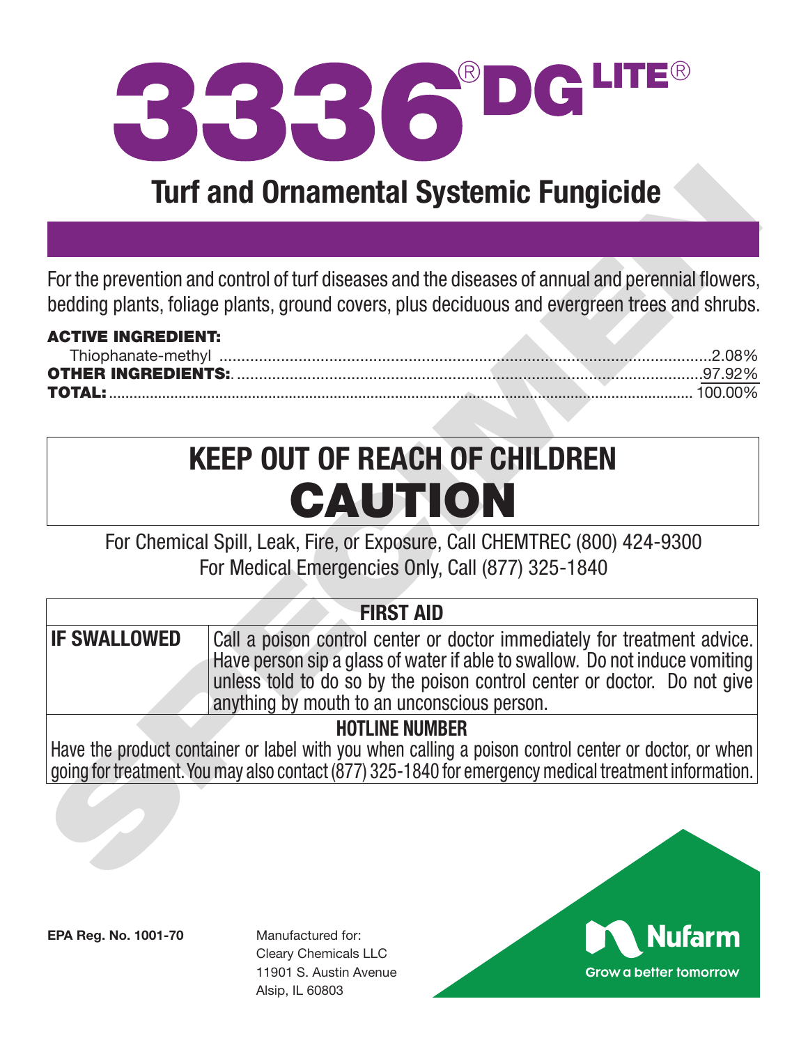# 3336® DG LITE®

## Turf and Ornamental Systemic Fungicide

For the prevention and control of turf diseases and the diseases of annual and perennial flowers, bedding plants, foliage plants, ground covers, plus deciduous and evergreen trees and shrubs.

**ACTIVE INGREDIENT:**

| | |
|---|---|
| Thiophanate-methyl | 2.08% |
| **OTHER INGREDIENTS:** | 97.92% |
| **TOTAL:** | 100.00% |

## KEEP OUT OF REACH OF CHILDREN

# CAUTION

For Chemical Spill, Leak, Fire, or Exposure, Call CHEMTREC (800) 424-9300
For Medical Emergencies Only, Call (877) 325-1840

| FIRST AID | |
|---|---|
| **IF SWALLOWED** | Call a poison control center or doctor immediately for treatment advice. Have person sip a glass of water if able to swallow. Do not induce vomiting unless told to do so by the poison control center or doctor. Do not give anything by mouth to an unconscious person. |

**HOTLINE NUMBER**

Have the product container or label with you when calling a poison control center or doctor, or when going for treatment. You may also contact (877) 325-1840 for emergency medical treatment information.

**EPA Reg. No. 1001-70**

Manufactured for:
Cleary Chemicals LLC
11901 S. Austin Avenue
Alsip, IL 60803

Nufarm
Grow a better tomorrow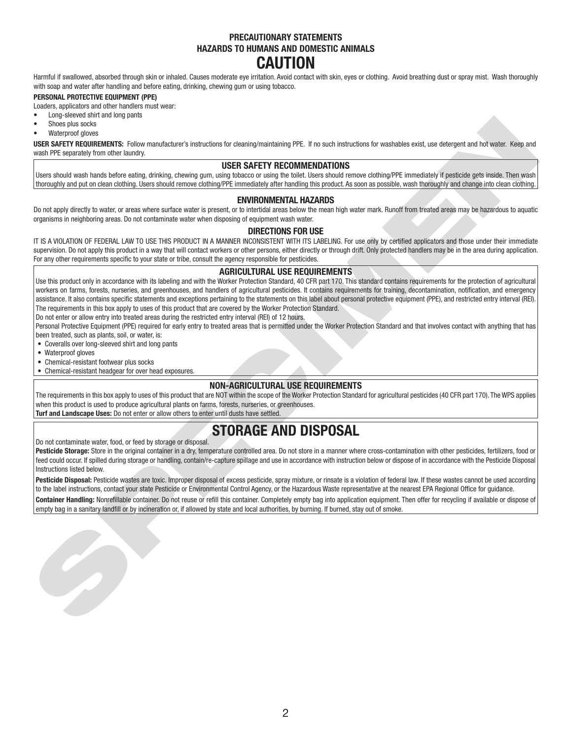## PRECAUTIONARY STATEMENTS
## HAZARDS TO HUMANS AND DOMESTIC ANIMALS
# CAUTION

Harmful if swallowed, absorbed through skin or inhaled. Causes moderate eye irritation. Avoid contact with skin, eyes or clothing. Avoid breathing dust or spray mist. Wash thoroughly with soap and water after handling and before eating, drinking, chewing gum or using tobacco.

**PERSONAL PROTECTIVE EQUIPMENT (PPE)**

Loaders, applicators and other handlers must wear:

- Long-sleeved shirt and long pants
- Shoes plus socks
- Waterproof gloves

**USER SAFETY REQUIREMENTS:** Follow manufacturer's instructions for cleaning/maintaining PPE. If no such instructions for washables exist, use detergent and hot water. Keep and wash PPE separately from other laundry.

### USER SAFETY RECOMMENDATIONS

Users should wash hands before eating, drinking, chewing gum, using tobacco or using the toilet. Users should remove clothing/PPE immediately if pesticide gets inside. Then wash thoroughly and put on clean clothing. Users should remove clothing/PPE immediately after handling this product. As soon as possible, wash thoroughly and change into clean clothing.

### ENVIRONMENTAL HAZARDS

Do not apply directly to water, or areas where surface water is present, or to intertidal areas below the mean high water mark. Runoff from treated areas may be hazardous to aquatic organisms in neighboring areas. Do not contaminate water when disposing of equipment wash water.

### DIRECTIONS FOR USE

IT IS A VIOLATION OF FEDERAL LAW TO USE THIS PRODUCT IN A MANNER INCONSISTENT WITH ITS LABELING. For use only by certified applicators and those under their immediate supervision. Do not apply this product in a way that will contact workers or other persons, either directly or through drift. Only protected handlers may be in the area during application. For any other requirements specific to your state or tribe, consult the agency responsible for pesticides.

### AGRICULTURAL USE REQUIREMENTS

Use this product only in accordance with its labeling and with the Worker Protection Standard, 40 CFR part 170. This standard contains requirements for the protection of agricultural workers on farms, forests, nurseries, and greenhouses, and handlers of agricultural pesticides. It contains requirements for training, decontamination, notification, and emergency assistance. It also contains specific statements and exceptions pertaining to the statements on this label about personal protective equipment (PPE), and restricted entry interval (REI). The requirements in this box apply to uses of this product that are covered by the Worker Protection Standard.

Do not enter or allow entry into treated areas during the restricted entry interval (REI) of 12 hours.

Personal Protective Equipment (PPE) required for early entry to treated areas that is permitted under the Worker Protection Standard and that involves contact with anything that has been treated, such as plants, soil, or water, is:

- Coveralls over long-sleeved shirt and long pants
- Waterproof gloves
- Chemical-resistant footwear plus socks
- Chemical-resistant headgear for over head exposures.

### NON-AGRICULTURAL USE REQUIREMENTS

The requirements in this box apply to uses of this product that are NOT within the scope of the Worker Protection Standard for agricultural pesticides (40 CFR part 170). The WPS applies when this product is used to produce agricultural plants on farms, forests, nurseries, or greenhouses.

**Turf and Landscape Uses:** Do not enter or allow others to enter until dusts have settled.

## STORAGE AND DISPOSAL

Do not contaminate water, food, or feed by storage or disposal.

**Pesticide Storage:** Store in the original container in a dry, temperature controlled area. Do not store in a manner where cross-contamination with other pesticides, fertilizers, food or feed could occur. If spilled during storage or handling, contain/re-capture spillage and use in accordance with instruction below or dispose of in accordance with the Pesticide Disposal Instructions listed below.

**Pesticide Disposal:** Pesticide wastes are toxic. Improper disposal of excess pesticide, spray mixture, or rinsate is a violation of federal law. If these wastes cannot be used according to the label instructions, contact your state Pesticide or Environmental Control Agency, or the Hazardous Waste representative at the nearest EPA Regional Office for guidance.

**Container Handling:** Nonrefillable container. Do not reuse or refill this container. Completely empty bag into application equipment. Then offer for recycling if available or dispose of empty bag in a sanitary landfill or by incineration or, if allowed by state and local authorities, by burning. If burned, stay out of smoke.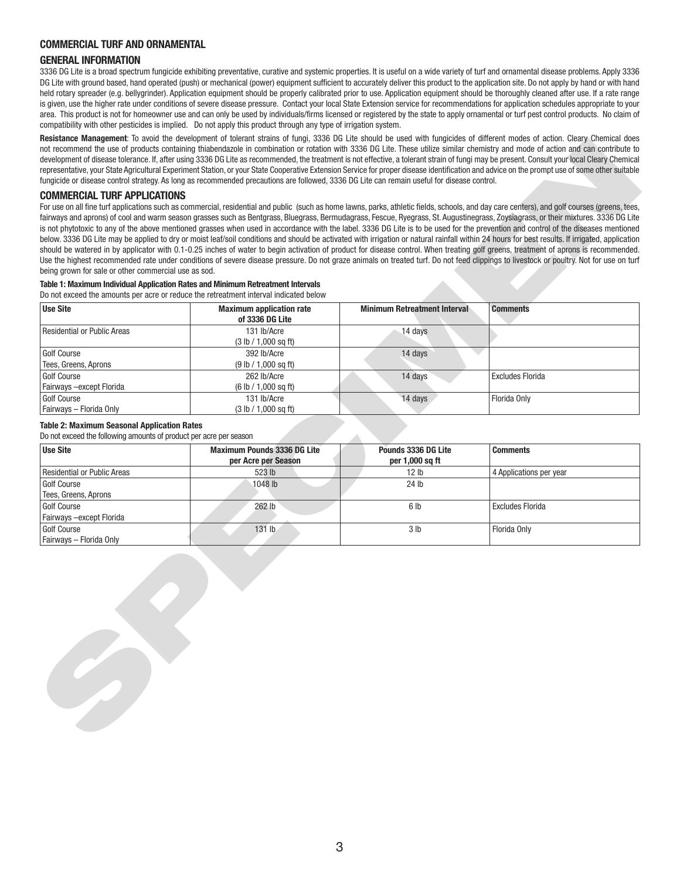## COMMERCIAL TURF AND ORNAMENTAL

### GENERAL INFORMATION

3336 DG Lite is a broad spectrum fungicide exhibiting preventative, curative and systemic properties. It is useful on a wide variety of turf and ornamental disease problems. Apply 3336 DG Lite with ground based, hand operated (push) or mechanical (power) equipment sufficient to accurately deliver this product to the application site. Do not apply by hand or with hand held rotary spreader (e.g. bellygrinder). Application equipment should be properly calibrated prior to use. Application equipment should be thoroughly cleaned after use. If a rate range is given, use the higher rate under conditions of severe disease pressure. Contact your local State Extension service for recommendations for application schedules appropriate to your area. This product is not for homeowner use and can only be used by individuals/firms licensed or registered by the state to apply ornamental or turf pest control products. No claim of compatibility with other pesticides is implied. Do not apply this product through any type of irrigation system.

**Resistance Management**: To avoid the development of tolerant strains of fungi, 3336 DG Lite should be used with fungicides of different modes of action. Cleary Chemical does not recommend the use of products containing thiabendazole in combination or rotation with 3336 DG Lite. These utilize similar chemistry and mode of action and can contribute to development of disease tolerance. If, after using 3336 DG Lite as recommended, the treatment is not effective, a tolerant strain of fungi may be present. Consult your local Cleary Chemical representative, your State Agricultural Experiment Station, or your State Cooperative Extension Service for proper disease identification and advice on the prompt use of some other suitable fungicide or disease control strategy. As long as recommended precautions are followed, 3336 DG Lite can remain useful for disease control.

### COMMERCIAL TURF APPLICATIONS

For use on all fine turf applications such as commercial, residential and public (such as home lawns, parks, athletic fields, schools, and day care centers), and golf courses (greens, tees, fairways and aprons) of cool and warm season grasses such as Bentgrass, Bluegrass, Bermudagrass, Fescue, Ryegrass, St. Augustinegrass, Zoysiagrass, or their mixtures. 3336 DG Lite is not phytotoxic to any of the above mentioned grasses when used in accordance with the label. 3336 DG Lite is to be used for the prevention and control of the diseases mentioned below. 3336 DG Lite may be applied to dry or moist leaf/soil conditions and should be activated with irrigation or natural rainfall within 24 hours for best results. If irrigated, application should be watered in by applicator with 0.1-0.25 inches of water to begin activation of product for disease control. When treating golf greens, treatment of aprons is recommended. Use the highest recommended rate under conditions of severe disease pressure. Do not graze animals on treated turf. Do not feed clippings to livestock or poultry. Not for use on turf being grown for sale or other commercial use as sod.

**Table 1: Maximum Individual Application Rates and Minimum Retreatment Intervals**

Do not exceed the amounts per acre or reduce the retreatment interval indicated below

| Use Site | Maximum application rate of 3336 DG Lite | Minimum Retreatment Interval | Comments |
|---|---|---|---|
| Residential or Public Areas | 131 lb/Acre (3 lb / 1,000 sq ft) | 14 days | |
| Golf Course Tees, Greens, Aprons | 392 lb/Acre (9 lb / 1,000 sq ft) | 14 days | |
| Golf Course Fairways –except Florida | 262 lb/Acre (6 lb / 1,000 sq ft) | 14 days | Excludes Florida |
| Golf Course Fairways – Florida Only | 131 lb/Acre (3 lb / 1,000 sq ft) | 14 days | Florida Only |

**Table 2: Maximum Seasonal Application Rates**

Do not exceed the following amounts of product per acre per season

| Use Site | Maximum Pounds 3336 DG Lite per Acre per Season | Pounds 3336 DG Lite per 1,000 sq ft | Comments |
|---|---|---|---|
| Residential or Public Areas | 523 lb | 12 lb | 4 Applications per year |
| Golf Course Tees, Greens, Aprons | 1048 lb | 24 lb | |
| Golf Course Fairways –except Florida | 262 lb | 6 lb | Excludes Florida |
| Golf Course Fairways – Florida Only | 131 lb | 3 lb | Florida Only |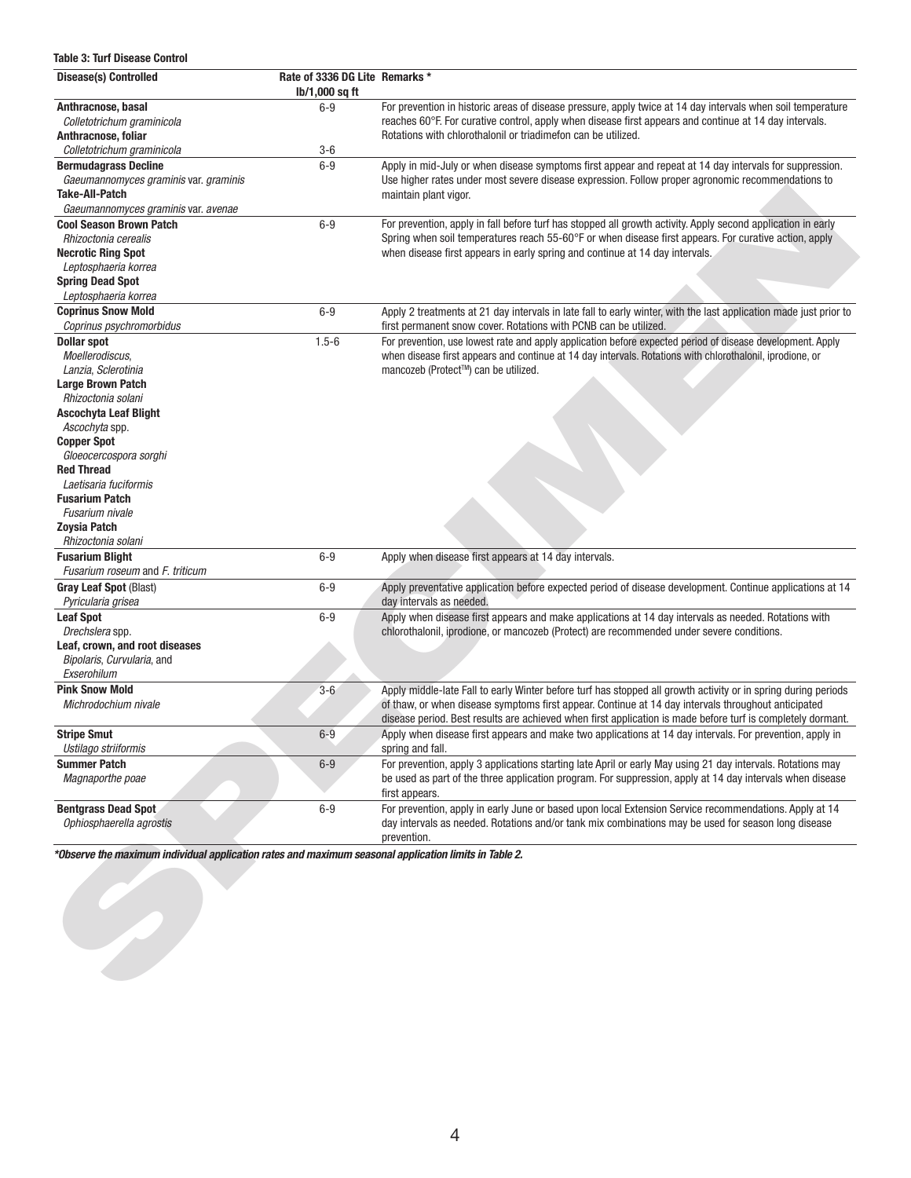**Table 3: Turf Disease Control**

| Disease(s) Controlled | Rate of 3336 DG Lite lb/1,000 sq ft | Remarks * |
|---|---|---|
| **Anthracnose, basal** *Colletotrichum graminicola* **Anthracnose, foliar** *Colletotrichum graminicola* | 6-9 <br> 3-6 | For prevention in historic areas of disease pressure, apply twice at 14 day intervals when soil temperature reaches 60°F. For curative control, apply when disease first appears and continue at 14 day intervals. Rotations with chlorothalonil or triadimefon can be utilized. |
| **Bermudagrass Decline** *Gaeumannomyces graminis* var. *graminis* **Take-All-Patch** *Gaeumannomyces graminis* var. *avenae* | 6-9 | Apply in mid-July or when disease symptoms first appear and repeat at 14 day intervals for suppression. Use higher rates under most severe disease expression. Follow proper agronomic recommendations to maintain plant vigor. |
| **Cool Season Brown Patch** *Rhizoctonia cerealis* **Necrotic Ring Spot** *Leptosphaeria korrea* **Spring Dead Spot** *Leptosphaeria korrea* | 6-9 | For prevention, apply in fall before turf has stopped all growth activity. Apply second application in early Spring when soil temperatures reach 55-60°F or when disease first appears. For curative action, apply when disease first appears in early spring and continue at 14 day intervals. |
| **Coprinus Snow Mold** *Coprinus psychromorbidus* | 6-9 | Apply 2 treatments at 21 day intervals in late fall to early winter, with the last application made just prior to first permanent snow cover. Rotations with PCNB can be utilized. |
| **Dollar spot** *Moellerodiscus, Lanzia, Sclerotinia* **Large Brown Patch** *Rhizoctonia solani* **Ascochyta Leaf Blight** *Ascochyta* spp. **Copper Spot** *Gloeocercospora sorghi* **Red Thread** *Laetisaria fuciformis* **Fusarium Patch** *Fusarium nivale* **Zoysia Patch** *Rhizoctonia solani* | 1.5-6 | For prevention, use lowest rate and apply application before expected period of disease development. Apply when disease first appears and continue at 14 day intervals. Rotations with chlorothalonil, iprodione, or mancozeb (Protect™) can be utilized. |
| **Fusarium Blight** *Fusarium roseum* and *F. triticum* | 6-9 | Apply when disease first appears at 14 day intervals. |
| **Gray Leaf Spot** (Blast) *Pyricularia grisea* | 6-9 | Apply preventative application before expected period of disease development. Continue applications at 14 day intervals as needed. |
| **Leaf Spot** *Drechslera* spp. **Leaf, crown, and root diseases** *Bipolaris, Curvularia*, and *Exserohilum* | 6-9 | Apply when disease first appears and make applications at 14 day intervals as needed. Rotations with chlorothalonil, iprodione, or mancozeb (Protect) are recommended under severe conditions. |
| **Pink Snow Mold** *Michrodochium nivale* | 3-6 | Apply middle-late Fall to early Winter before turf has stopped all growth activity or in spring during periods of thaw, or when disease symptoms first appear. Continue at 14 day intervals throughout anticipated disease period. Best results are achieved when first application is made before turf is completely dormant. |
| **Stripe Smut** *Ustilago striiformis* | 6-9 | Apply when disease first appears and make two applications at 14 day intervals. For prevention, apply in spring and fall. |
| **Summer Patch** *Magnaporthe poae* | 6-9 | For prevention, apply 3 applications starting late April or early May using 21 day intervals. Rotations may be used as part of the three application program. For suppression, apply at 14 day intervals when disease first appears. |
| **Bentgrass Dead Spot** *Ophiosphaerella agrostis* | 6-9 | For prevention, apply in early June or based upon local Extension Service recommendations. Apply at 14 day intervals as needed. Rotations and/or tank mix combinations may be used for season long disease prevention. |

***Observe the maximum individual application rates and maximum seasonal application limits in Table 2.***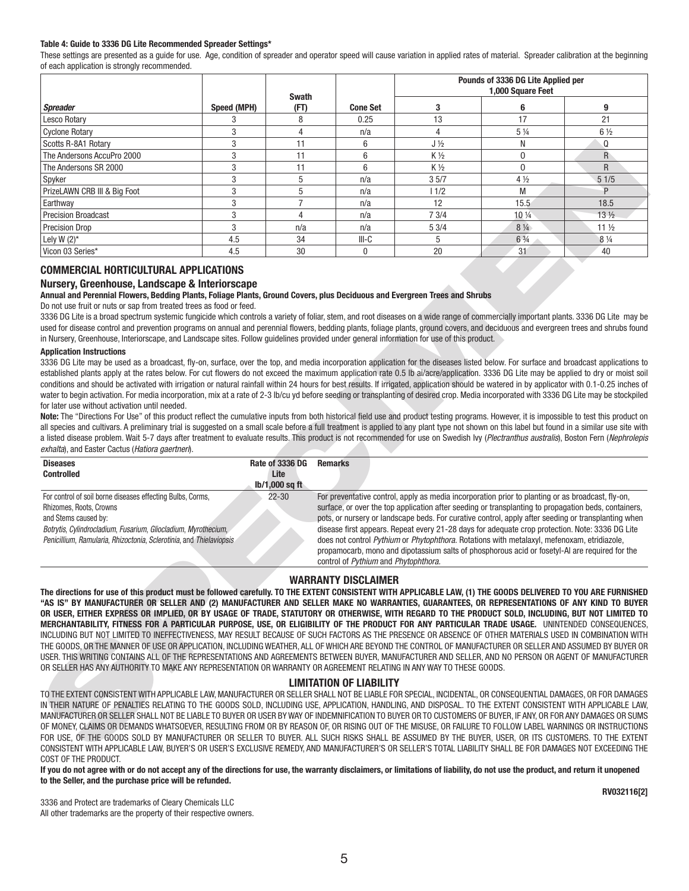**Table 4: Guide to 3336 DG Lite Recommended Spreader Settings***

These settings are presented as a guide for use. Age, condition of spreader and operator speed will cause variation in applied rates of material. Spreader calibration at the beginning of each application is strongly recommended.

| | | | | Pounds of 3336 DG Lite Applied per 1,000 Square Feet | | |
|---|---|---|---|---|---|---|
| ***Spreader*** | **Speed (MPH)** | **Swath (FT)** | **Cone Set** | **3** | **6** | **9** |
| Lesco Rotary | 3 | 8 | 0.25 | 13 | 17 | 21 |
| Cyclone Rotary | 3 | 4 | n/a | 4 | 5 ¼ | 6 ½ |
| Scotts R-8A1 Rotary | 3 | 11 | 6 | J ½ | N | Q |
| The Andersons AccuPro 2000 | 3 | 11 | 6 | K ½ | 0 | R |
| The Andersons SR 2000 | 3 | 11 | 6 | K ½ | 0 | R |
| Spyker | 3 | 5 | n/a | 3 5/7 | 4 ½ | 5 1/5 |
| PrizeLAWN CRB III & Big Foot | 3 | 5 | n/a | I 1/2 | M | P |
| Earthway | 3 | 7 | n/a | 12 | 15.5 | 18.5 |
| Precision Broadcast | 3 | 4 | n/a | 7 3/4 | 10 ¼ | 13 ½ |
| Precision Drop | 3 | n/a | n/a | 5 3/4 | 8 ¼ | 11 ½ |
| Lely W (2)* | 4.5 | 34 | III-C | 5 | 6 ¾ | 8 ¼ |
| Vicon 03 Series* | 4.5 | 30 | 0 | 20 | 31 | 40 |

## COMMERCIAL HORTICULTURAL APPLICATIONS

### Nursery, Greenhouse, Landscape & Interiorscape

**Annual and Perennial Flowers, Bedding Plants, Foliage Plants, Ground Covers, plus Deciduous and Evergreen Trees and Shrubs**

Do not use fruit or nuts or sap from treated trees as food or feed.

3336 DG Lite is a broad spectrum systemic fungicide which controls a variety of foliar, stem, and root diseases on a wide range of commercially important plants. 3336 DG Lite may be used for disease control and prevention programs on annual and perennial flowers, bedding plants, foliage plants, ground covers, and deciduous and evergreen trees and shrubs found in Nursery, Greenhouse, Interiorscape, and Landscape sites. Follow guidelines provided under general information for use of this product.

#### Application Instructions

3336 DG Lite may be used as a broadcast, fly-on, surface, over the top, and media incorporation application for the diseases listed below. For surface and broadcast applications to established plants apply at the rates below. For cut flowers do not exceed the maximum application rate 0.5 lb ai/acre/application. 3336 DG Lite may be applied to dry or moist soil conditions and should be activated with irrigation or natural rainfall within 24 hours for best results. If irrigated, application should be watered in by applicator with 0.1-0.25 inches of water to begin activation. For media incorporation, mix at a rate of 2-3 lb/cu yd before seeding or transplanting of desired crop. Media incorporated with 3336 DG Lite may be stockpiled for later use without activation until needed.

**Note:** The "Directions For Use" of this product reflect the cumulative inputs from both historical field use and product testing programs. However, it is impossible to test this product on all species and cultivars. A preliminary trial is suggested on a small scale before a full treatment is applied to any plant type not shown on this label but found in a similar use site with a listed disease problem. Wait 5-7 days after treatment to evaluate results. This product is not recommended for use on Swedish Ivy (*Plectranthus australis*), Boston Fern (*Nephrolepis exhalta*), and Easter Cactus (*Hatiora gaertneri*).

| Diseases Controlled | Rate of 3336 DG Lite lb/1,000 sq ft | Remarks |
|---|---|---|
| For control of soil borne diseases effecting Bulbs, Corms, Rhizomes, Roots, Crowns and Stems caused by: *Botrytis, Cylindrocladium, Fusarium, Gliocladium, Myrothecium, Penicillium, Ramularia, Rhizoctonia, Sclerotinia*, and *Thielaviopsis* | 22-30 | For preventative control, apply as media incorporation prior to planting or as broadcast, fly-on, surface, or over the top application after seeding or transplanting to propagation beds, containers, pots, or nursery or landscape beds. For curative control, apply after seeding or transplanting when disease first appears. Repeat every 21-28 days for adequate crop protection. Note: 3336 DG Lite does not control *Pythium* or *Phytophthora.* Rotations with metalaxyl, mefenoxam, etridiazole, propamocarb, mono and dipotassium salts of phosphorous acid or fosetyl-Al are required for the control of *Pythium* and *Phytophthora.* |

## WARRANTY DISCLAIMER

**The directions for use of this product must be followed carefully. TO THE EXTENT CONSISTENT WITH APPLICABLE LAW, (1) THE GOODS DELIVERED TO YOU ARE FURNISHED "AS IS" BY MANUFACTURER OR SELLER AND (2) MANUFACTURER AND SELLER MAKE NO WARRANTIES, GUARANTEES, OR REPRESENTATIONS OF ANY KIND TO BUYER OR USER, EITHER EXPRESS OR IMPLIED, OR BY USAGE OF TRADE, STATUTORY OR OTHERWISE, WITH REGARD TO THE PRODUCT SOLD, INCLUDING, BUT NOT LIMITED TO MERCHANTABILITY, FITNESS FOR A PARTICULAR PURPOSE, USE, OR ELIGIBILITY OF THE PRODUCT FOR ANY PARTICULAR TRADE USAGE.** UNINTENDED CONSEQUENCES, INCLUDING BUT NOT LIMITED TO INEFFECTIVENESS, MAY RESULT BECAUSE OF SUCH FACTORS AS THE PRESENCE OR ABSENCE OF OTHER MATERIALS USED IN COMBINATION WITH THE GOODS, OR THE MANNER OF USE OR APPLICATION, INCLUDING WEATHER, ALL OF WHICH ARE BEYOND THE CONTROL OF MANUFACTURER OR SELLER AND ASSUMED BY BUYER OR USER. THIS WRITING CONTAINS ALL OF THE REPRESENTATIONS AND AGREEMENTS BETWEEN BUYER, MANUFACTURER AND SELLER, AND NO PERSON OR AGENT OF MANUFACTURER OR SELLER HAS ANY AUTHORITY TO MAKE ANY REPRESENTATION OR WARRANTY OR AGREEMENT RELATING IN ANY WAY TO THESE GOODS.

## LIMITATION OF LIABILITY

TO THE EXTENT CONSISTENT WITH APPLICABLE LAW, MANUFACTURER OR SELLER SHALL NOT BE LIABLE FOR SPECIAL, INCIDENTAL, OR CONSEQUENTIAL DAMAGES, OR FOR DAMAGES IN THEIR NATURE OF PENALTIES RELATING TO THE GOODS SOLD, INCLUDING USE, APPLICATION, HANDLING, AND DISPOSAL. TO THE EXTENT CONSISTENT WITH APPLICABLE LAW, MANUFACTURER OR SELLER SHALL NOT BE LIABLE TO BUYER OR USER BY WAY OF INDEMNIFICATION TO BUYER OR TO CUSTOMERS OF BUYER, IF ANY, OR FOR ANY DAMAGES OR SUMS OF MONEY, CLAIMS OR DEMANDS WHATSOEVER, RESULTING FROM OR BY REASON OF, OR RISING OUT OF THE MISUSE, OR FAILURE TO FOLLOW LABEL WARNINGS OR INSTRUCTIONS FOR USE, OF THE GOODS SOLD BY MANUFACTURER OR SELLER TO BUYER. ALL SUCH RISKS SHALL BE ASSUMED BY THE BUYER, USER, OR ITS CUSTOMERS. TO THE EXTENT CONSISTENT WITH APPLICABLE LAW, BUYER'S OR USER'S EXCLUSIVE REMEDY, AND MANUFACTURER'S OR SELLER'S TOTAL LIABILITY SHALL BE FOR DAMAGES NOT EXCEEDING THE COST OF THE PRODUCT.

**If you do not agree with or do not accept any of the directions for use, the warranty disclaimers, or limitations of liability, do not use the product, and return it unopened to the Seller, and the purchase price will be refunded.**

**RV032116[2]**

3336 and Protect are trademarks of Cleary Chemicals LLC
All other trademarks are the property of their respective owners.